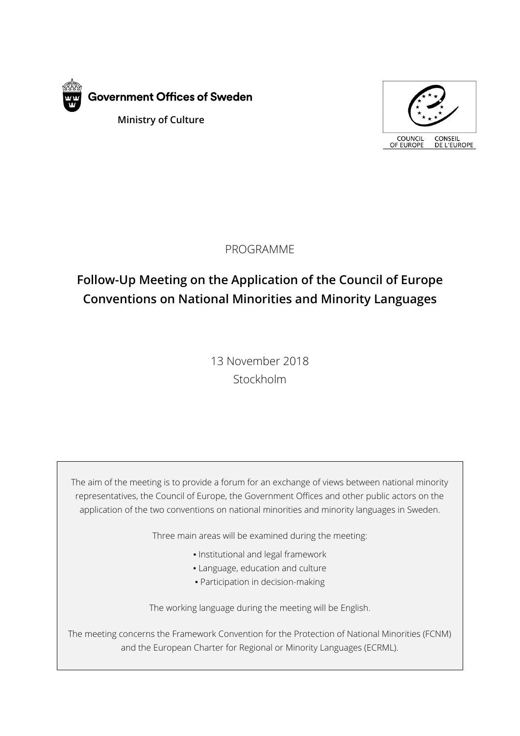Government Offices of Sweden

Ministry of Culture

COUNCIL OF EUROPE CONSEIL DE L'EUROPE

PROGRAMME

# Follow-Up Meeting on the Application of the Council of Europe Conventions on National Minorities and Minority Languages

13 November 2018

Stockholm

The aim of the meeting is to provide a forum for an exchange of views between national minority representatives, the Council of Europe, the Government Offices and other public actors on the application of the two conventions on national minorities and minority languages in Sweden.

Three main areas will be examined during the meeting:

- Institutional and legal framework
- Language, education and culture
- Participation in decision-making

The working language during the meeting will be English.

The meeting concerns the Framework Convention for the Protection of National Minorities (FCNM) and the European Charter for Regional or Minority Languages (ECRML).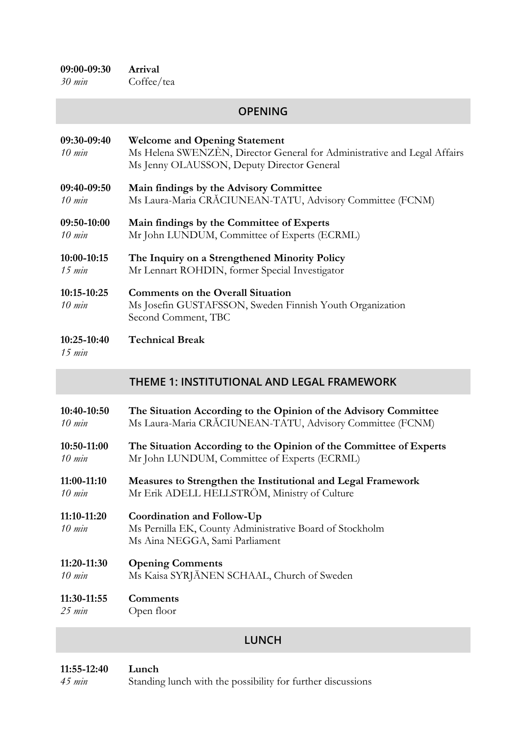**09:00-09:30** **Arrival**
*30 min* Coffee/tea

## OPENING

**09:30-09:40** **Welcome and Opening Statement**
*10 min* Ms Helena SWENZÈN, Director General for Administrative and Legal Affairs
Ms Jenny OLAUSSON, Deputy Director General

**09:40-09:50** **Main findings by the Advisory Committee**
*10 min* Ms Laura-Maria CRĂCIUNEAN-TATU, Advisory Committee (FCNM)

**09:50-10:00** **Main findings by the Committee of Experts**
*10 min* Mr John LUNDUM, Committee of Experts (ECRML)

**10:00-10:15** **The Inquiry on a Strengthened Minority Policy**
*15 min* Mr Lennart ROHDIN, former Special Investigator

**10:15-10:25** **Comments on the Overall Situation**
*10 min* Ms Josefin GUSTAFSSON, Sweden Finnish Youth Organization
Second Comment, TBC

**10:25-10:40** **Technical Break**
*15 min*

## THEME 1: INSTITUTIONAL AND LEGAL FRAMEWORK

**10:40-10:50** **The Situation According to the Opinion of the Advisory Committee**
*10 min* Ms Laura-Maria CRĂCIUNEAN-TATU, Advisory Committee (FCNM)

**10:50-11:00** **The Situation According to the Opinion of the Committee of Experts**
*10 min* Mr John LUNDUM, Committee of Experts (ECRML)

**11:00-11:10** **Measures to Strengthen the Institutional and Legal Framework**
*10 min* Mr Erik ADELL HELLSTRÖM, Ministry of Culture

**11:10-11:20** **Coordination and Follow-Up**
*10 min* Ms Pernilla EK, County Administrative Board of Stockholm
Ms Aina NEGGA, Sami Parliament

**11:20-11:30** **Opening Comments**
*10 min* Ms Kaisa SYRJÄNEN SCHAAL, Church of Sweden

**11:30-11:55** **Comments**
*25 min* Open floor

## LUNCH

**11:55-12:40** **Lunch**
*45 min* Standing lunch with the possibility for further discussions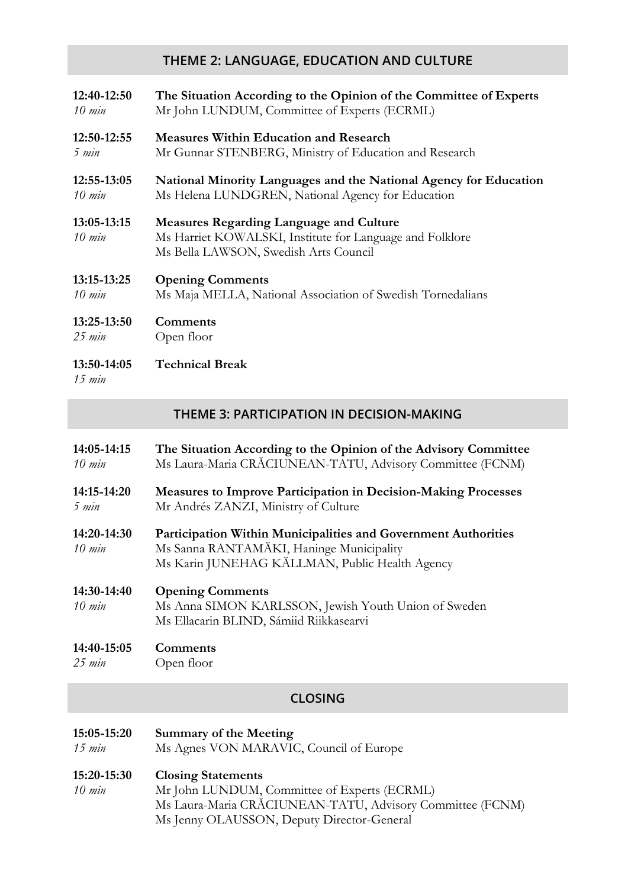## THEME 2: LANGUAGE, EDUCATION AND CULTURE

| | | |
|---|---|---|
| **12:40-12:50** *10 min* | **The Situation According to the Opinion of the Committee of Experts** Mr John LUNDUM, Committee of Experts (ECRML) |
| **12:50-12:55** *5 min* | **Measures Within Education and Research** Mr Gunnar STENBERG, Ministry of Education and Research |
| **12:55-13:05** *10 min* | **National Minority Languages and the National Agency for Education** Ms Helena LUNDGREN, National Agency for Education |
| **13:05-13:15** *10 min* | **Measures Regarding Language and Culture** Ms Harriet KOWALSKI, Institute for Language and Folklore; Ms Bella LAWSON, Swedish Arts Council |
| **13:15-13:25** *10 min* | **Opening Comments** Ms Maja MELLA, National Association of Swedish Tornedalians |
| **13:25-13:50** *25 min* | **Comments** Open floor |
| **13:50-14:05** *15 min* | **Technical Break** |

## THEME 3: PARTICIPATION IN DECISION-MAKING

| | |
|---|---|
| **14:05-14:15** *10 min* | **The Situation According to the Opinion of the Advisory Committee** Ms Laura-Maria CRĂCIUNEAN-TATU, Advisory Committee (FCNM) |
| **14:15-14:20** *5 min* | **Measures to Improve Participation in Decision-Making Processes** Mr Andrés ZANZI, Ministry of Culture |
| **14:20-14:30** *10 min* | **Participation Within Municipalities and Government Authorities** Ms Sanna RANTAMÄKI, Haninge Municipality; Ms Karin JUNEHAG KÄLLMAN, Public Health Agency |
| **14:30-14:40** *10 min* | **Opening Comments** Ms Anna SIMON KARLSSON, Jewish Youth Union of Sweden; Ms Ellacarin BLIND, Sámiid Riikkasearvi |
| **14:40-15:05** *25 min* | **Comments** Open floor |

## CLOSING

| | |
|---|---|
| **15:05-15:20** *15 min* | **Summary of the Meeting** Ms Agnes VON MARAVIC, Council of Europe |
| **15:20-15:30** *10 min* | **Closing Statements** Mr John LUNDUM, Committee of Experts (ECRML); Ms Laura-Maria CRĂCIUNEAN-TATU, Advisory Committee (FCNM); Ms Jenny OLAUSSON, Deputy Director-General |